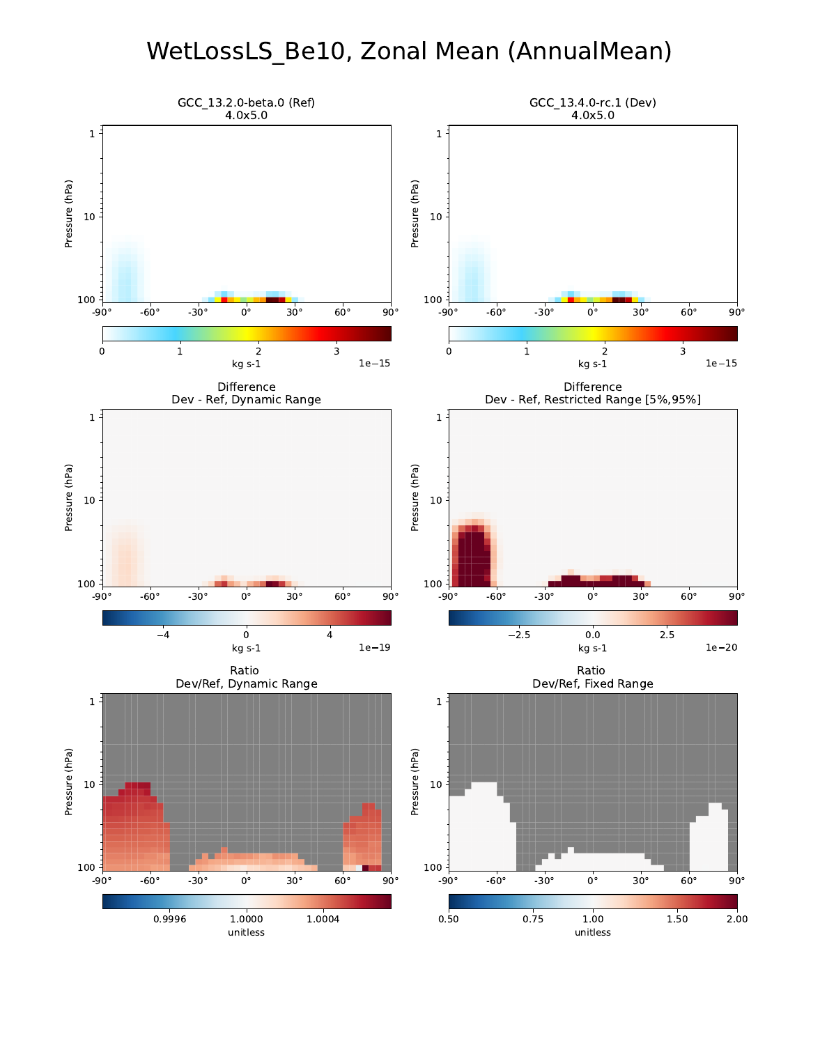# WetLossLS_Be10, Zonal Mean (AnnualMean)

GCC_13.2.0-beta.0 (Ref)
4.0x5.0

GCC_13.4.0-rc.1 (Dev)
4.0x5.0

Difference
Dev - Ref, Dynamic Range

Difference
Dev - Ref, Restricted Range [5%,95%]

Ratio
Dev/Ref, Dynamic Range

Ratio
Dev/Ref, Fixed Range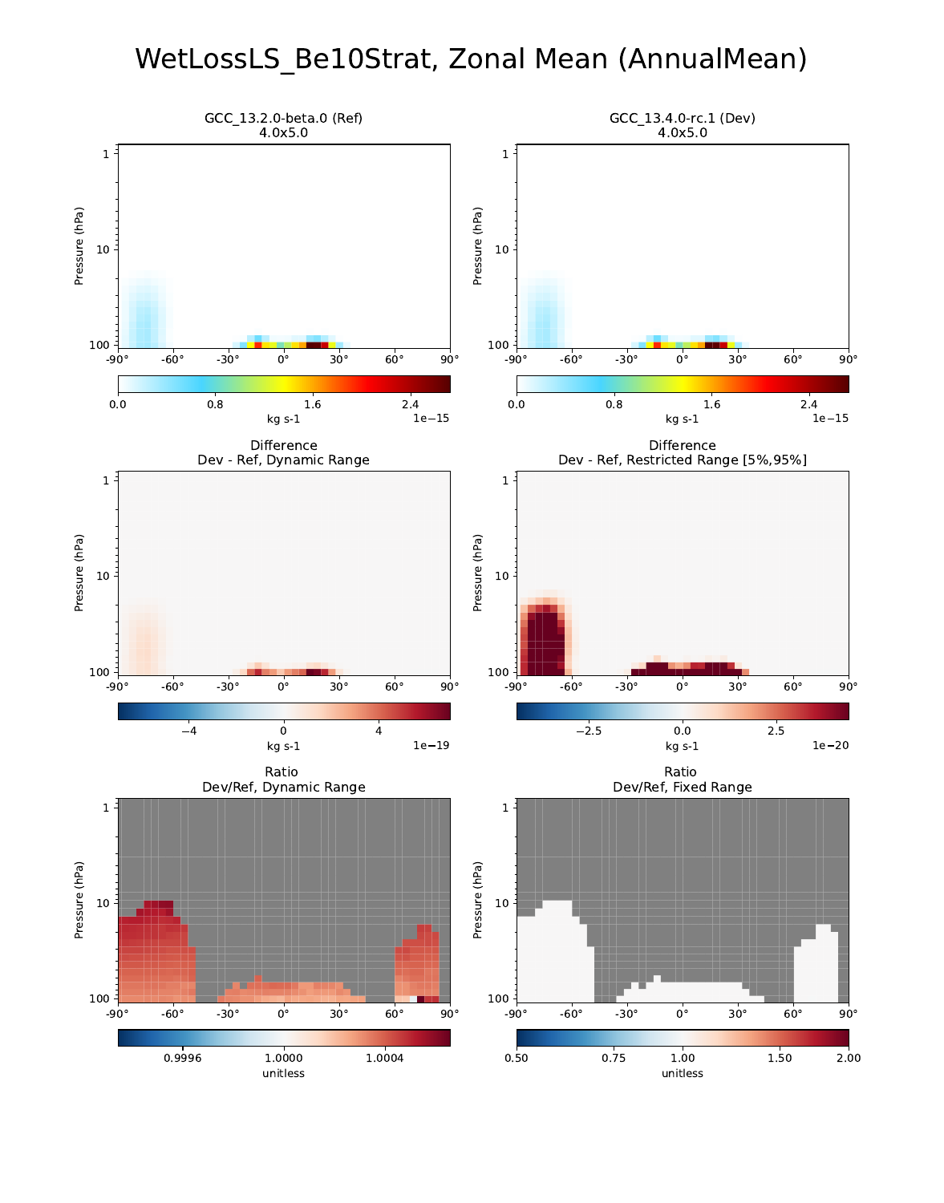# WetLossLS_Be10Strat, Zonal Mean (AnnualMean)

GCC_13.2.0-beta.0 (Ref)
4.0x5.0

GCC_13.4.0-rc.1 (Dev)
4.0x5.0

Difference
Dev - Ref, Dynamic Range

Difference
Dev - Ref, Restricted Range [5%,95%]

Ratio
Dev/Ref, Dynamic Range

Ratio
Dev/Ref, Fixed Range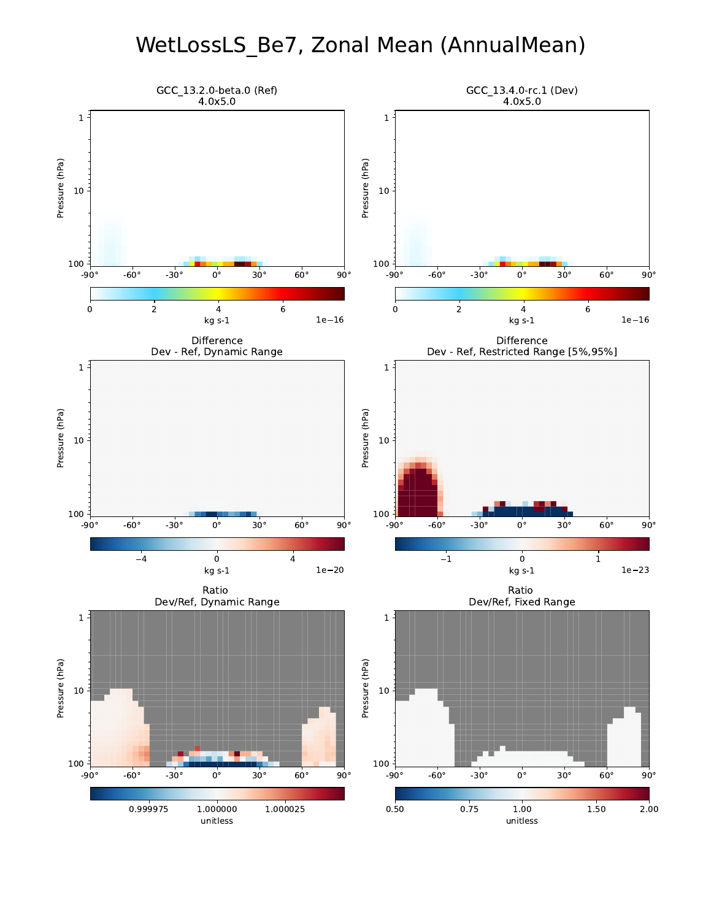# WetLossLS_Be7, Zonal Mean (AnnualMean)

GCC_13.2.0-beta.0 (Ref)
4.0x5.0

GCC_13.4.0-rc.1 (Dev)
4.0x5.0

Difference
Dev - Ref, Dynamic Range

Difference
Dev - Ref, Restricted Range [5%,95%]

Ratio
Dev/Ref, Dynamic Range

Ratio
Dev/Ref, Fixed Range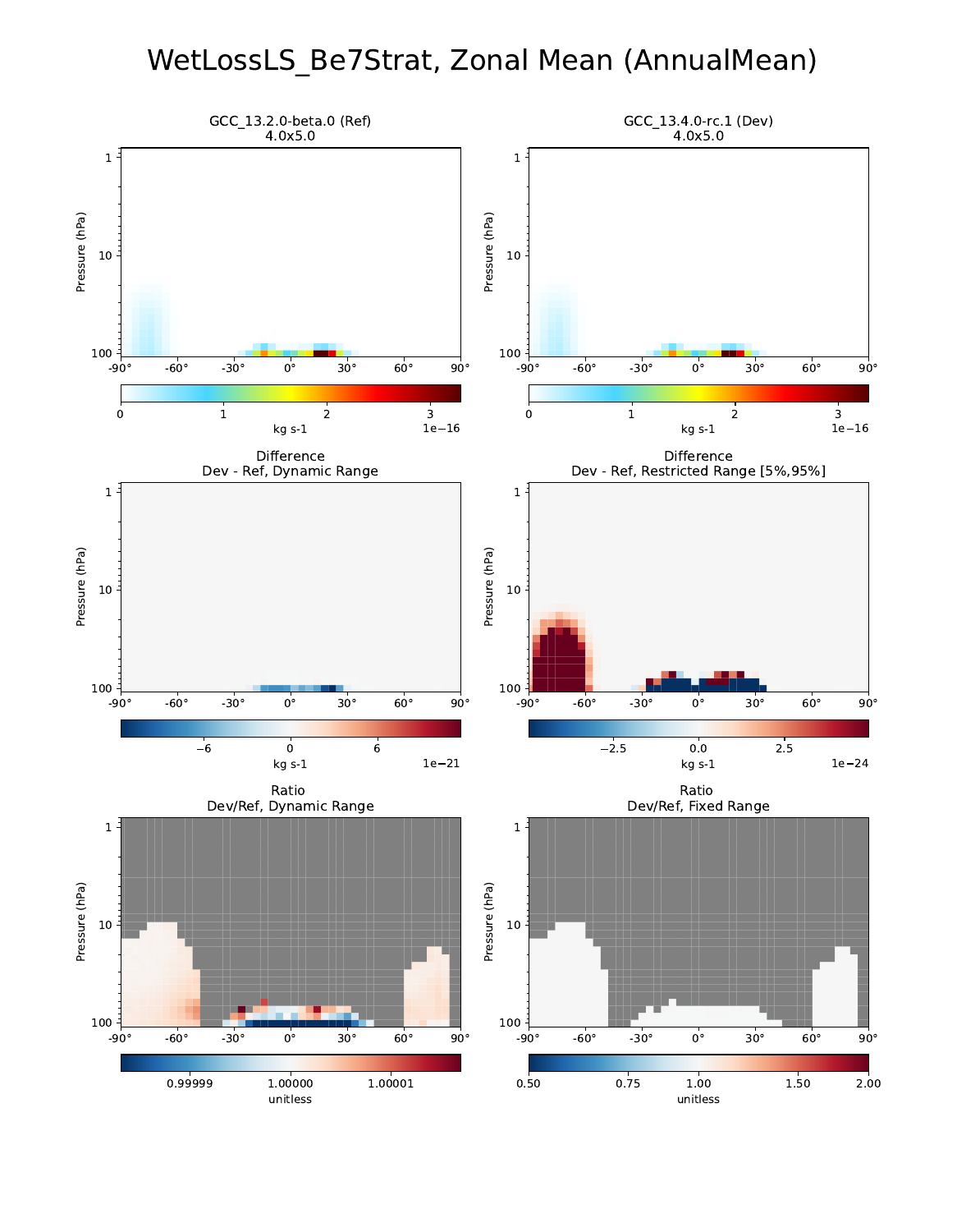# WetLossLS_Be7Strat, Zonal Mean (AnnualMean)

GCC_13.2.0-beta.0 (Ref)
4.0x5.0

GCC_13.4.0-rc.1 (Dev)
4.0x5.0

Difference
Dev - Ref, Dynamic Range

Difference
Dev - Ref, Restricted Range [5%,95%]

Ratio
Dev/Ref, Dynamic Range

Ratio
Dev/Ref, Fixed Range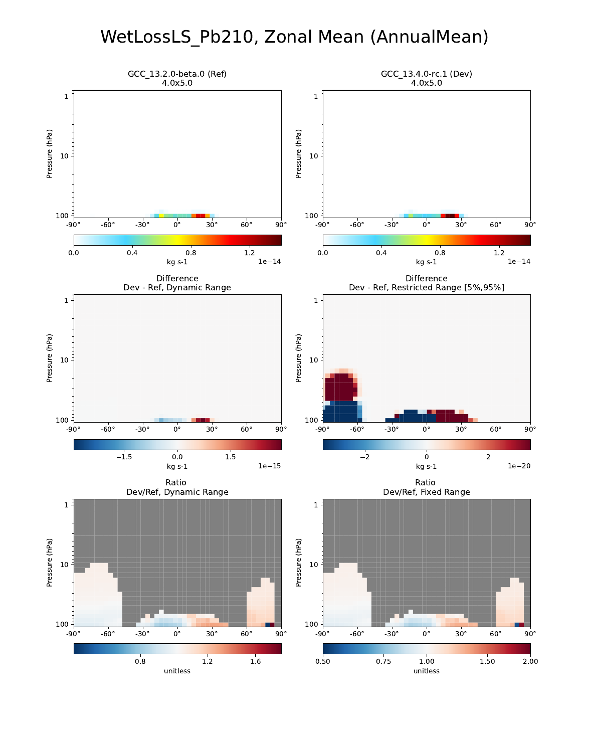# WetLossLS_Pb210, Zonal Mean (AnnualMean)

GCC_13.2.0-beta.0 (Ref)
4.0x5.0

GCC_13.4.0-rc.1 (Dev)
4.0x5.0

Difference
Dev - Ref, Dynamic Range

Difference
Dev - Ref, Restricted Range [5%,95%]

Ratio
Dev/Ref, Dynamic Range

Ratio
Dev/Ref, Fixed Range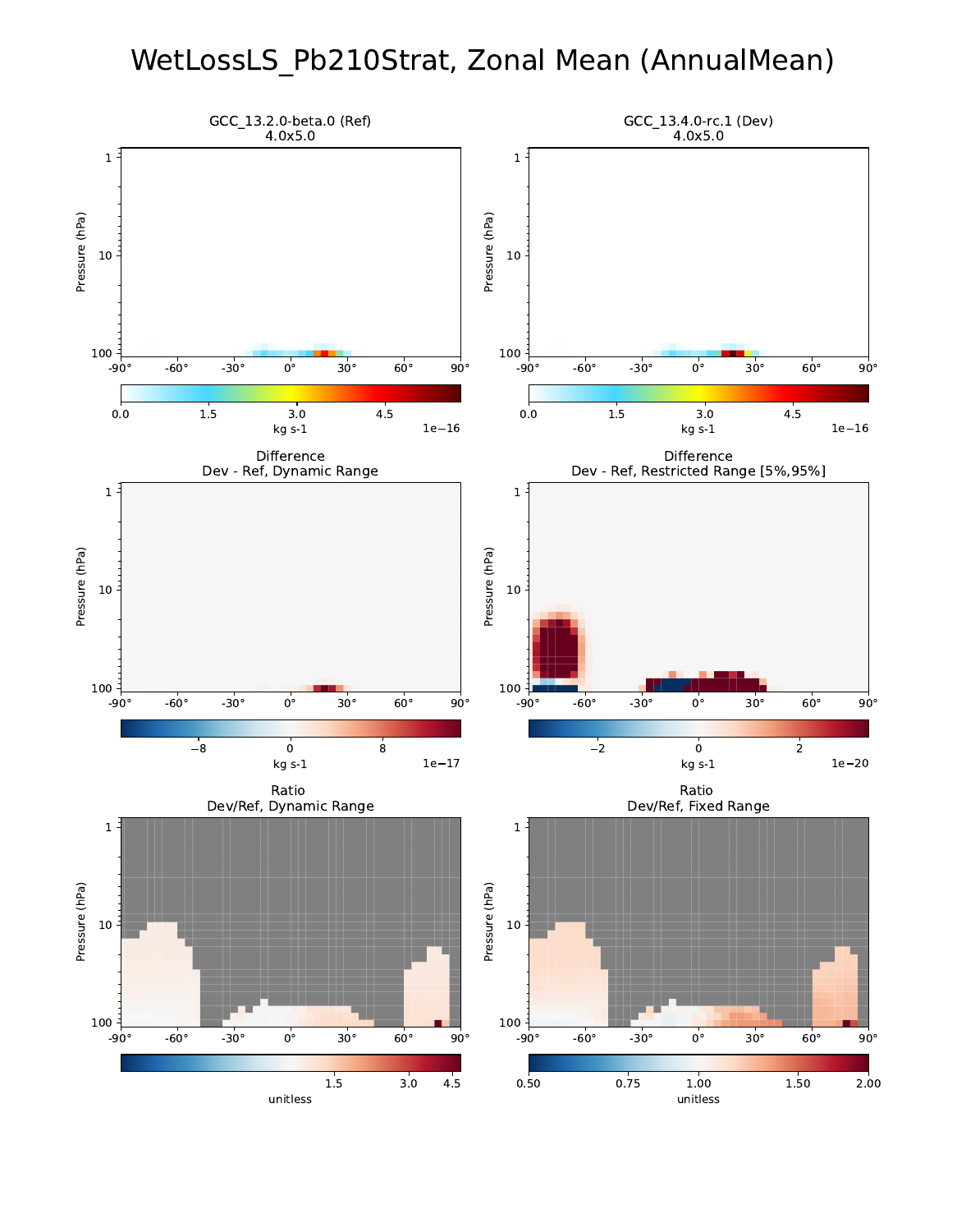# WetLossLS_Pb210Strat, Zonal Mean (AnnualMean)

GCC_13.2.0-beta.0 (Ref)
4.0x5.0

Pressure (hPa)
1
10
100
-90° -60° -30° 0° 30° 60° 90°
0.0 1.5 3.0 4.5
kg s-1 1e−16

GCC_13.4.0-rc.1 (Dev)
4.0x5.0

Pressure (hPa)
1
10
100
-90° -60° -30° 0° 30° 60° 90°
0.0 1.5 3.0 4.5
kg s-1 1e−16

Difference
Dev - Ref, Dynamic Range

Pressure (hPa)
1
10
100
-90° -60° -30° 0° 30° 60° 90°
−8 0 8
kg s-1 1e−17

Difference
Dev - Ref, Restricted Range [5%,95%]

Pressure (hPa)
1
10
100
-90° -60° -30° 0° 30° 60° 90°
−2 0 2
kg s-1 1e−20

Ratio
Dev/Ref, Dynamic Range

Pressure (hPa)
1
10
100
-90° -60° -30° 0° 30° 60° 90°
1.5 3.0 4.5
unitless

Ratio
Dev/Ref, Fixed Range

Pressure (hPa)
1
10
100
-90° -60° -30° 0° 30° 60° 90°
0.50 0.75 1.00 1.50 2.00
unitless